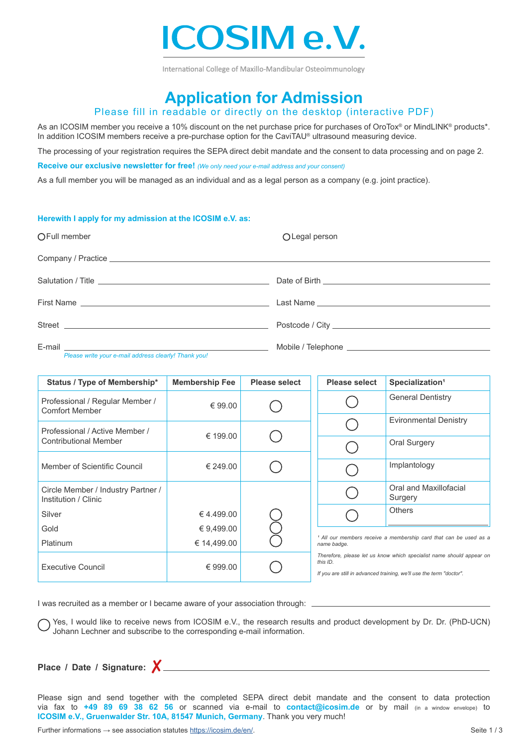# ICOSIM e.V.

International College of Maxillo-Mandibular Osteoimmunology

## Application for Admission

Please fill in readable or directly on the desktop (interactive PDF)

As an ICOSIM member you receive a 10% discount on the net purchase price for purchases of OroTox® or MindLINK® products*. In addition ICOSIM members receive a pre-purchase option for the CaviTAU® ultrasound measuring device.

The processing of your registration requires the SEPA direct debit mandate and the consent to data processing and on page 2.

**Receive our exclusive newsletter for free!** *(We only need your e-mail address and your consent)*

As a full member you will be managed as an individual and as a legal person as a company (e.g. joint practice).

**Herewith I apply for my admission at the ICOSIM e.V. as:**

○ Full member ○ Legal person

Company / Practice ____________________

Salutation / Title ____________________ Date of Birth ____________________

First Name ____________________ Last Name ____________________

Street ____________________ Postcode / City ____________________

E-mail ____________________ Mobile / Telephone ____________________

*Please write your e-mail address clearly! Thank you!*

| Status / Type of Membership* | Membership Fee | Please select |
|---|---|---|
| Professional / Regular Member / Comfort Member | € 99.00 | ○ |
| Professional / Active Member / Contributional Member | € 199.00 | ○ |
| Member of Scientific Council | € 249.00 | ○ |
| Circle Member / Industry Partner / Institution / Clinic | | |
| Silver | € 4.499.00 | ○ |
| Gold | € 9,499.00 | ○ |
| Platinum | € 14,499.00 | ○ |
| Executive Council | € 999.00 | ○ |

| Please select | Specialization[1] |
|---|---|
| ○ | General Dentistry |
| ○ | Evironmental Denistry |
| ○ | Oral Surgery |
| ○ | Implantology |
| ○ | Oral and Maxillofacial Surgery |
| ○ | Others ____________________ |

*[1] All our members receive a membership card that can be used as a name badge.*

*Therefore, please let us know which specialist name should appear on this ID.*

*If you are still in advanced training, we'll use the term "doctor".*

I was recruited as a member or I became aware of your association through: ____________________

○ Yes, I would like to receive news from ICOSIM e.V., the research results and product development by Dr. Dr. (PhD-UCN) Johann Lechner and subscribe to the corresponding e-mail information.

**Place / Date / Signature:** ✗ ____________________

Please sign and send together with the completed SEPA direct debit mandate and the consent to data protection via fax to **+49 89 69 38 62 56** or scanned via e-mail to **contact@icosim.de** or by mail (in a window envelope) to **ICOSIM e.V., Gruenwalder Str. 10A, 81547 Munich, Germany**. Thank you very much!

Further informations → see association statutes https://icosim.de/en/.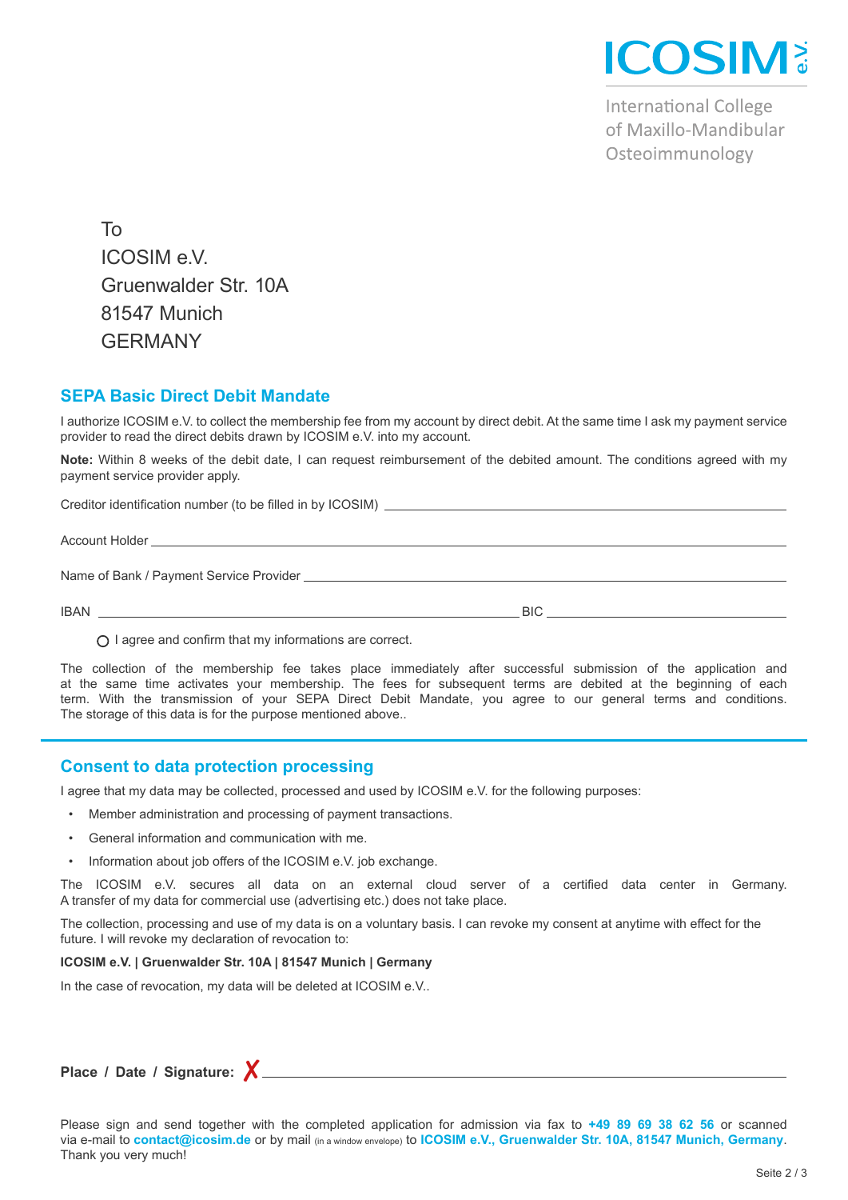ICOSIM e.V.

International College of Maxillo-Mandibular Osteoimmunology

To
ICOSIM e.V.
Gruenwalder Str. 10A
81547 Munich
GERMANY

## SEPA Basic Direct Debit Mandate

I authorize ICOSIM e.V. to collect the membership fee from my account by direct debit. At the same time I ask my payment service provider to read the direct debits drawn by ICOSIM e.V. into my account.

**Note:** Within 8 weeks of the debit date, I can request reimbursement of the debited amount. The conditions agreed with my payment service provider apply.

Creditor identification number (to be filled in by ICOSIM) ______________________

Account Holder ______________________

Name of Bank / Payment Service Provider ______________________

IBAN ______________________ BIC ______________________

○ I agree and confirm that my informations are correct.

The collection of the membership fee takes place immediately after successful submission of the application and at the same time activates your membership. The fees for subsequent terms are debited at the beginning of each term. With the transmission of your SEPA Direct Debit Mandate, you agree to our general terms and conditions. The storage of this data is for the purpose mentioned above..

## Consent to data protection processing

I agree that my data may be collected, processed and used by ICOSIM e.V. for the following purposes:

- Member administration and processing of payment transactions.
- General information and communication with me.
- Information about job offers of the ICOSIM e.V. job exchange.

The ICOSIM e.V. secures all data on an external cloud server of a certified data center in Germany. A transfer of my data for commercial use (advertising etc.) does not take place.

The collection, processing and use of my data is on a voluntary basis. I can revoke my consent at anytime with effect for the future. I will revoke my declaration of revocation to:

**ICOSIM e.V. | Gruenwalder Str. 10A | 81547 Munich | Germany**

In the case of revocation, my data will be deleted at ICOSIM e.V..

**Place / Date / Signature:** ✗ ______________________

Please sign and send together with the completed application for admission via fax to **+49 89 69 38 62 56** or scanned via e-mail to **contact@icosim.de** or by mail (in a window envelope) to **ICOSIM e.V., Gruenwalder Str. 10A, 81547 Munich, Germany**. Thank you very much!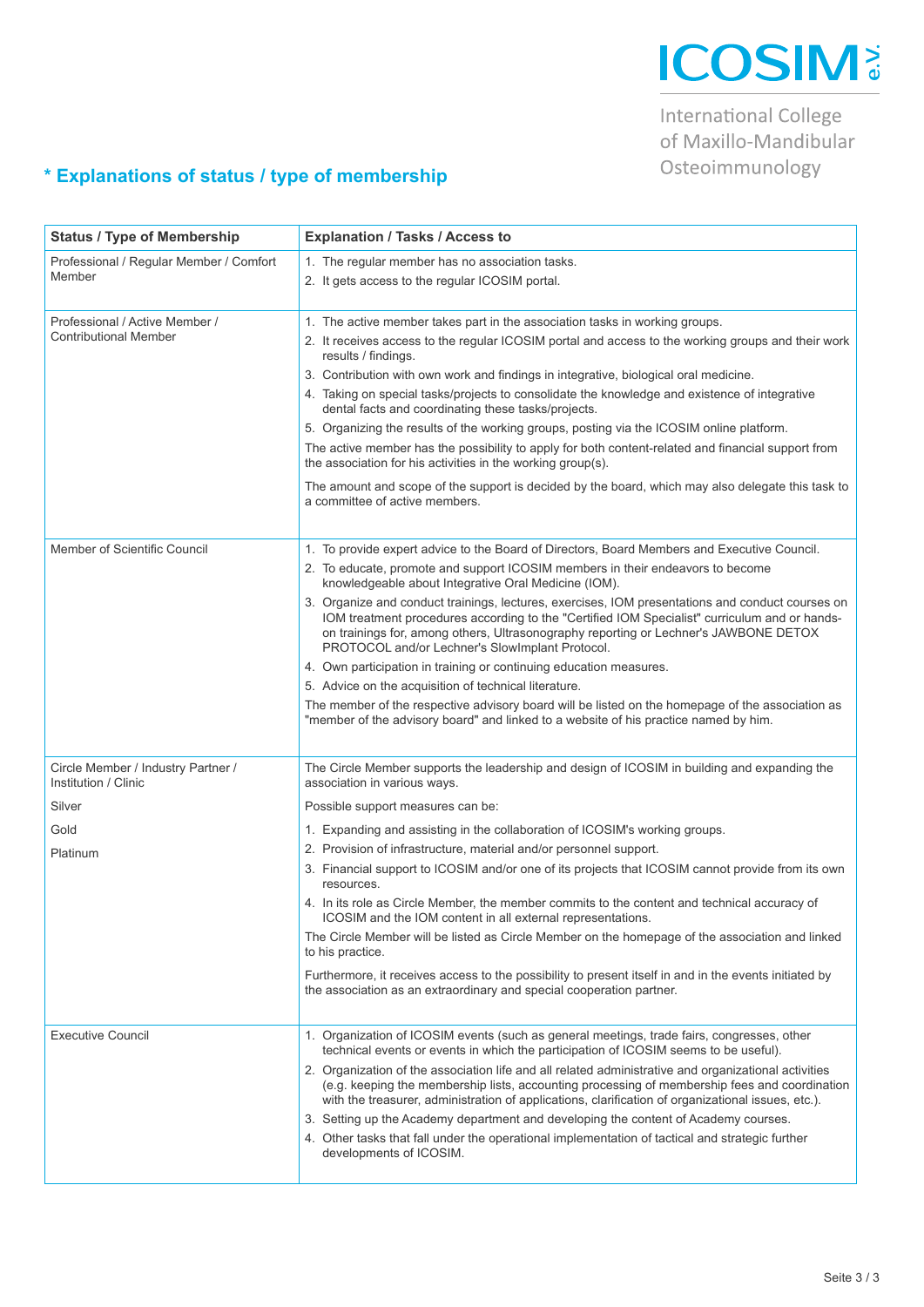ICOSIM e.V.

International College of Maxillo-Mandibular Osteoimmunology

## * Explanations of status / type of membership

| Status / Type of Membership | Explanation / Tasks / Access to |
|---|---|
| Professional / Regular Member / Comfort Member | 1. The regular member has no association tasks.<br>2. It gets access to the regular ICOSIM portal. |
| Professional / Active Member / Contributional Member | 1. The active member takes part in the association tasks in working groups.<br>2. It receives access to the regular ICOSIM portal and access to the working groups and their work results / findings.<br>3. Contribution with own work and findings in integrative, biological oral medicine.<br>4. Taking on special tasks/projects to consolidate the knowledge and existence of integrative dental facts and coordinating these tasks/projects.<br>5. Organizing the results of the working groups, posting via the ICOSIM online platform.<br>The active member has the possibility to apply for both content-related and financial support from the association for his activities in the working group(s).<br>The amount and scope of the support is decided by the board, which may also delegate this task to a committee of active members. |
| Member of Scientific Council | 1. To provide expert advice to the Board of Directors, Board Members and Executive Council.<br>2. To educate, promote and support ICOSIM members in their endeavors to become knowledgeable about Integrative Oral Medicine (IOM).<br>3. Organize and conduct trainings, lectures, exercises, IOM presentations and conduct courses on IOM treatment procedures according to the "Certified IOM Specialist" curriculum and or hands-on trainings for, among others, Ultrasonography reporting or Lechner's JAWBONE DETOX PROTOCOL and/or Lechner's SlowImplant Protocol.<br>4. Own participation in training or continuing education measures.<br>5. Advice on the acquisition of technical literature.<br>The member of the respective advisory board will be listed on the homepage of the association as "member of the advisory board" and linked to a website of his practice named by him. |
| Circle Member / Industry Partner / Institution / Clinic<br>Silver<br>Gold<br>Platinum | The Circle Member supports the leadership and design of ICOSIM in building and expanding the association in various ways.<br>Possible support measures can be:<br>1. Expanding and assisting in the collaboration of ICOSIM's working groups.<br>2. Provision of infrastructure, material and/or personnel support.<br>3. Financial support to ICOSIM and/or one of its projects that ICOSIM cannot provide from its own resources.<br>4. In its role as Circle Member, the member commits to the content and technical accuracy of ICOSIM and the IOM content in all external representations.<br>The Circle Member will be listed as Circle Member on the homepage of the association and linked to his practice.<br>Furthermore, it receives access to the possibility to present itself in and in the events initiated by the association as an extraordinary and special cooperation partner. |
| Executive Council | 1. Organization of ICOSIM events (such as general meetings, trade fairs, congresses, other technical events or events in which the participation of ICOSIM seems to be useful).<br>2. Organization of the association life and all related administrative and organizational activities (e.g. keeping the membership lists, accounting processing of membership fees and coordination with the treasurer, administration of applications, clarification of organizational issues, etc.).<br>3. Setting up the Academy department and developing the content of Academy courses.<br>4. Other tasks that fall under the operational implementation of tactical and strategic further developments of ICOSIM. |